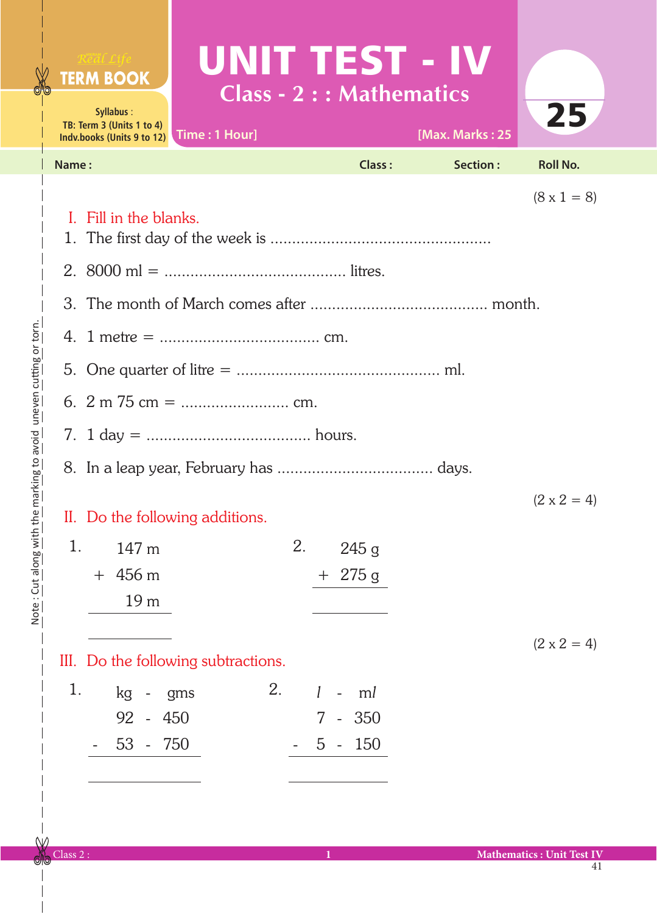Real Life
**TERM BOOK**

Syllabus :
TB: Term 3 (Units 1 to 4)
Indv.books (Units 9 to 12)

# UNIT TEST - IV

## Class - 2 : : Mathematics

Time : 1 Hour] [Max. Marks : 25

25

Name : Class : Section : Roll No.

(8 x 1 = 8)

I. Fill in the blanks.

1. The first day of the week is ..................................................
2. 8000 ml = .......................................... litres.
3. The month of March comes after ........................................ month.
4. 1 metre = .................................... cm.
5. One quarter of litre = .............................................. ml.
6. 2 m 75 cm = ......................... cm.
7. 1 day = ..................................... hours.
8. In a leap year, February has .................................... days.

(2 x 2 = 4)

II. Do the following additions.

1.
```
    147 m
  + 456 m
     19 m
  -------

  -------
```

2.
```
    245 g
  + 275 g
  -------

  -------
```

(2 x 2 = 4)

III. Do the following subtractions.

1.
```
     kg  -  gms
     92  -  450
  -  53  -  750
  -------------

  -------------
```

2.
```
     l  -  ml
     7  -  350
  -  5  -  150
  ------------

  ------------
```

Note : Cut along with the marking to avoid uneven cutting or torn.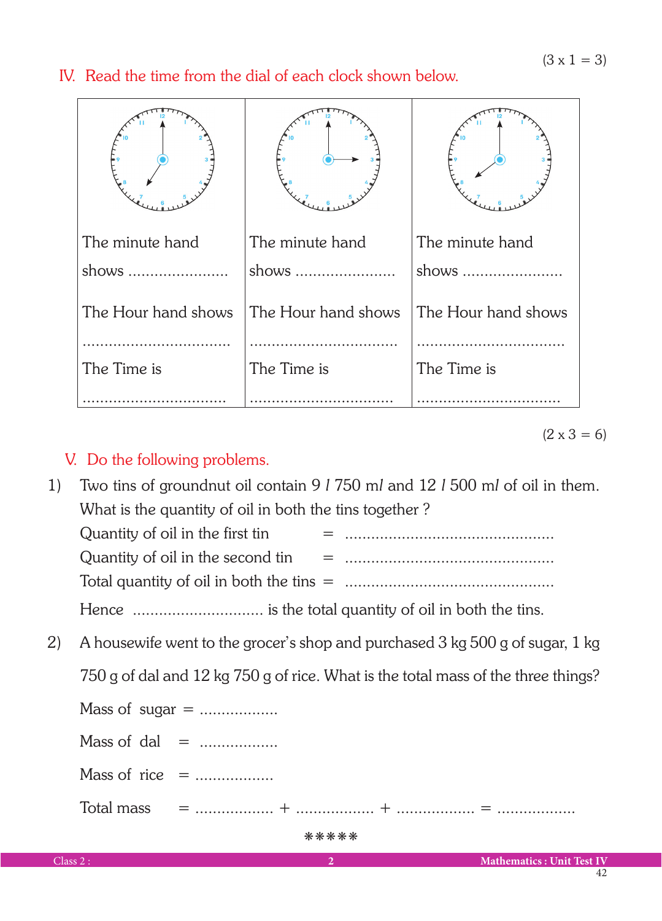(3 x 1 = 3)

## IV. Read the time from the dial of each clock shown below.

| | | |
|---|---|---|
| The minute hand shows ....................... | The minute hand shows ....................... | The minute hand shows ....................... |
| The Hour hand shows .................................. | The Hour hand shows .................................. | The Hour hand shows .................................. |
| The Time is .................................. | The Time is .................................. | The Time is .................................. |

(2 x 3 = 6)

## V. Do the following problems.

1) Two tins of groundnut oil contain 9 *l* 750 m*l* and 12 *l* 500 m*l* of oil in them. What is the quantity of oil in both the tins together ?

Quantity of oil in the first tin = ...............................................

Quantity of oil in the second tin = ...............................................

Total quantity of oil in both the tins = ...............................................

Hence .............................. is the total quantity of oil in both the tins.

2) A housewife went to the grocer's shop and purchased 3 kg 500 g of sugar, 1 kg 750 g of dal and 12 kg 750 g of rice. What is the total mass of the three things?

Mass of sugar = ..................

Mass of dal = ..................

Mass of rice = ..................

Total mass = .................. + .................. + .................. = ..................

*****